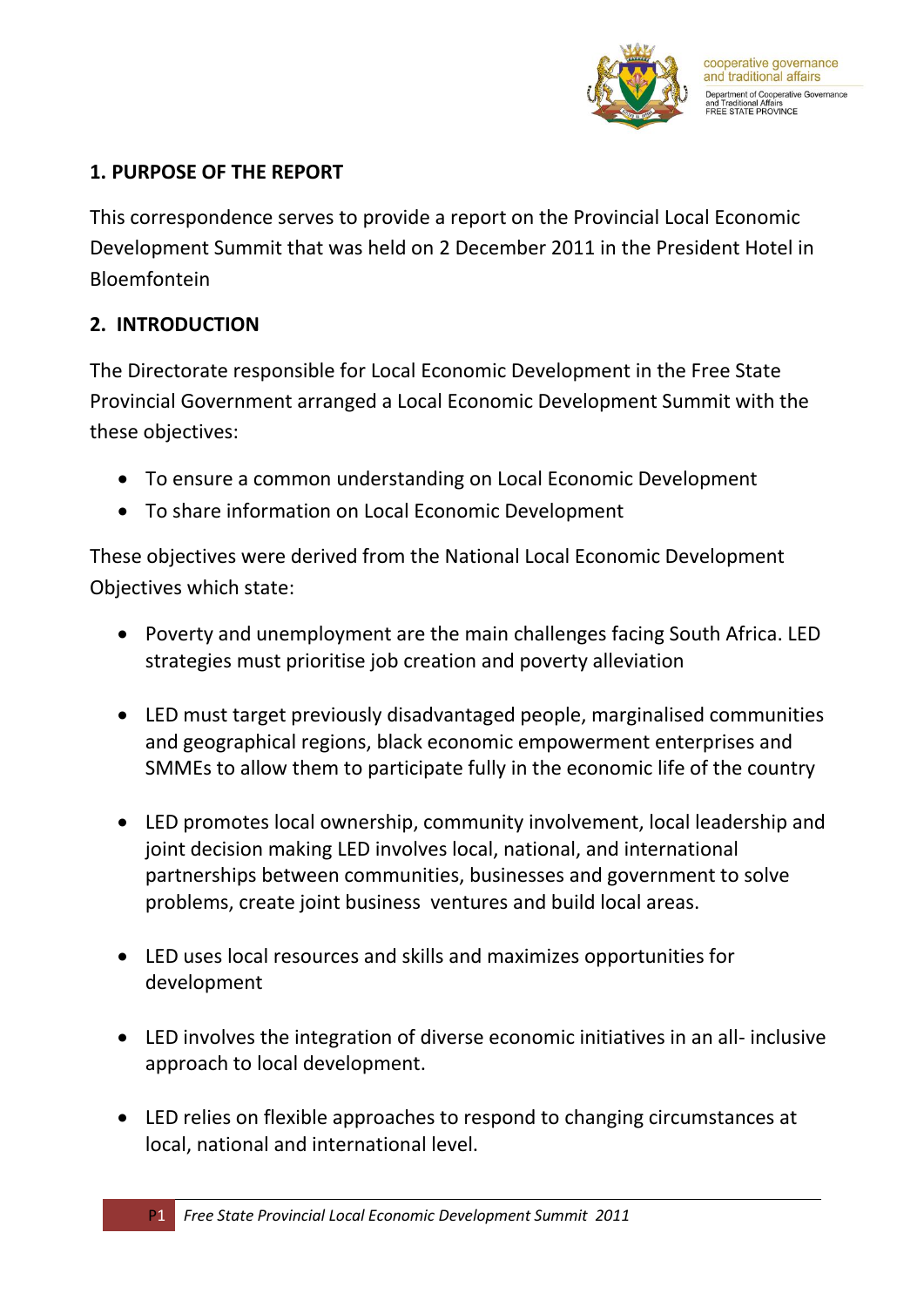## 1. PURPOSE OF THE REPORT

This correspondence serves to provide a report on the Provincial Local Economic Development Summit that was held on 2 December 2011 in the President Hotel in Bloemfontein

## 2. INTRODUCTION

The Directorate responsible for Local Economic Development in the Free State Provincial Government arranged a Local Economic Development Summit with the these objectives:

- To ensure a common understanding on Local Economic Development
- To share information on Local Economic Development

These objectives were derived from the National Local Economic Development Objectives which state:

- Poverty and unemployment are the main challenges facing South Africa. LED strategies must prioritise job creation and poverty alleviation
- LED must target previously disadvantaged people, marginalised communities and geographical regions, black economic empowerment enterprises and SMMEs to allow them to participate fully in the economic life of the country
- LED promotes local ownership, community involvement, local leadership and joint decision making LED involves local, national, and international partnerships between communities, businesses and government to solve problems, create joint business ventures and build local areas.
- LED uses local resources and skills and maximizes opportunities for development
- LED involves the integration of diverse economic initiatives in an all- inclusive approach to local development.
- LED relies on flexible approaches to respond to changing circumstances at local, national and international level.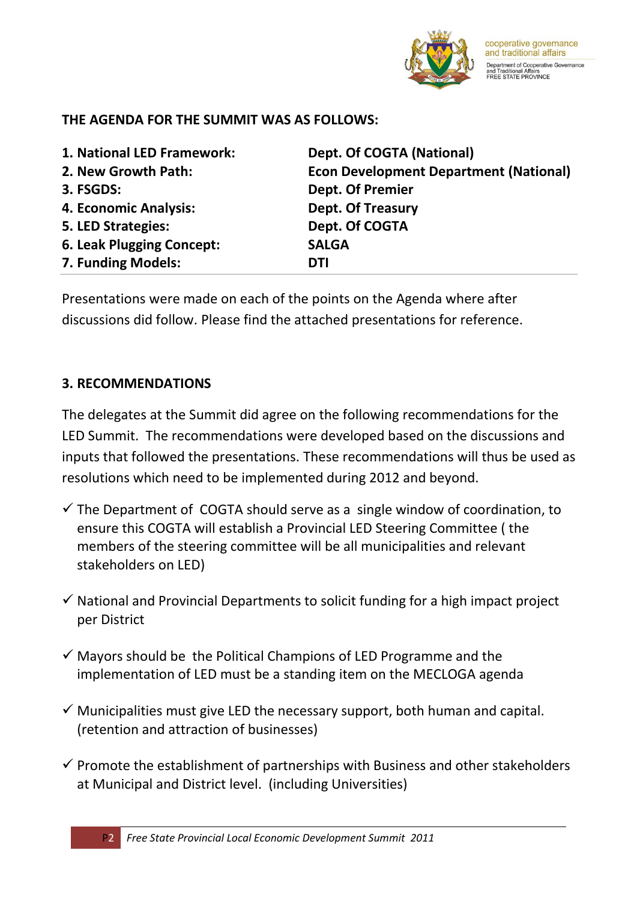**THE AGENDA FOR THE SUMMIT WAS AS FOLLOWS:**

| | |
|---|---|
| **1. National LED Framework:** | **Dept. Of COGTA (National)** |
| **2. New Growth Path:** | **Econ Development Department (National)** |
| **3. FSGDS:** | **Dept. Of Premier** |
| **4. Economic Analysis:** | **Dept. Of Treasury** |
| **5. LED Strategies:** | **Dept. Of COGTA** |
| **6. Leak Plugging Concept:** | **SALGA** |
| **7. Funding Models:** | **DTI** |

Presentations were made on each of the points on the Agenda where after discussions did follow. Please find the attached presentations for reference.

## 3. RECOMMENDATIONS

The delegates at the Summit did agree on the following recommendations for the LED Summit. The recommendations were developed based on the discussions and inputs that followed the presentations. These recommendations will thus be used as resolutions which need to be implemented during 2012 and beyond.

- ✓ The Department of COGTA should serve as a single window of coordination, to ensure this COGTA will establish a Provincial LED Steering Committee ( the members of the steering committee will be all municipalities and relevant stakeholders on LED)
- ✓ National and Provincial Departments to solicit funding for a high impact project per District
- ✓ Mayors should be the Political Champions of LED Programme and the implementation of LED must be a standing item on the MECLOGA agenda
- ✓ Municipalities must give LED the necessary support, both human and capital. (retention and attraction of businesses)
- ✓ Promote the establishment of partnerships with Business and other stakeholders at Municipal and District level. (including Universities)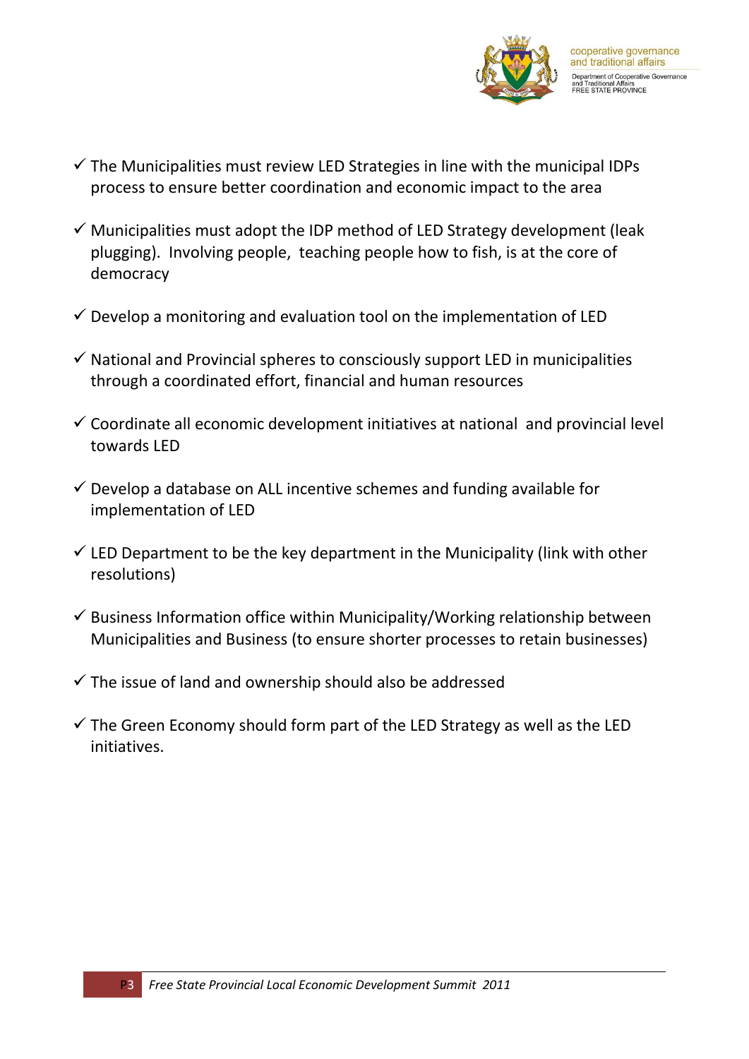- ✓ The Municipalities must review LED Strategies in line with the municipal IDPs process to ensure better coordination and economic impact to the area
- ✓ Municipalities must adopt the IDP method of LED Strategy development (leak plugging). Involving people, teaching people how to fish, is at the core of democracy
- ✓ Develop a monitoring and evaluation tool on the implementation of LED
- ✓ National and Provincial spheres to consciously support LED in municipalities through a coordinated effort, financial and human resources
- ✓ Coordinate all economic development initiatives at national and provincial level towards LED
- ✓ Develop a database on ALL incentive schemes and funding available for implementation of LED
- ✓ LED Department to be the key department in the Municipality (link with other resolutions)
- ✓ Business Information office within Municipality/Working relationship between Municipalities and Business (to ensure shorter processes to retain businesses)
- ✓ The issue of land and ownership should also be addressed
- ✓ The Green Economy should form part of the LED Strategy as well as the LED initiatives.